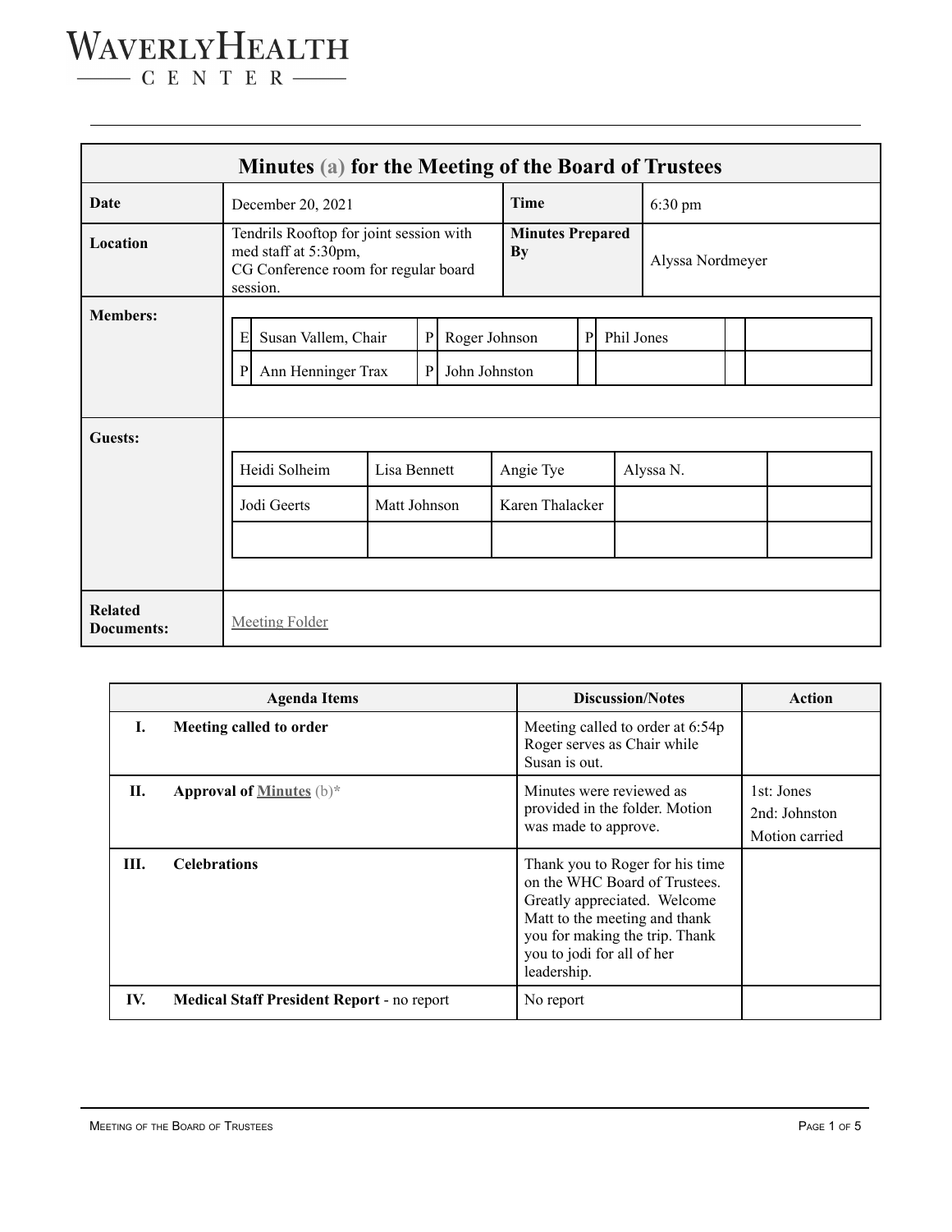# Waverly Health Center

| **Minutes (a) for the Meeting of the Board of Trustees** | | | |
|---|---|---|---|
| **Date** | December 20, 2021 | **Time** | 6:30 pm |
| **Location** | Tendrils Rooftop for joint session with med staff at 5:30pm, CG Conference room for regular board session. | **Minutes Prepared By** | Alyssa Nordmeyer |
| **Members:** | E Susan Vallem, Chair; P Roger Johnson; P Phil Jones; P Ann Henninger Trax; P John Johnston | | |
| **Guests:** | Heidi Solheim; Lisa Bennett; Angie Tye; Alyssa N.; Jodi Geerts; Matt Johnson; Karen Thalacker | | |
| **Related Documents:** | Meeting Folder | | |

**Members:**

| | | | | | | | |
|---|---|---|---|---|---|---|---|
| E | Susan Vallem, Chair | P | Roger Johnson | P | Phil Jones | | |
| P | Ann Henninger Trax | P | John Johnston | | | | |

**Guests:**

| | | | | |
|---|---|---|---|---|
| Heidi Solheim | Lisa Bennett | Angie Tye | Alyssa N. | |
| Jodi Geerts | Matt Johnson | Karen Thalacker | | |

| | Agenda Items | Discussion/Notes | Action |
|---|---|---|---|
| I. | **Meeting called to order** | Meeting called to order at 6:54p Roger serves as Chair while Susan is out. | |
| II. | **Approval of Minutes** (b)* | Minutes were reviewed as provided in the folder. Motion was made to approve. | 1st: Jones<br>2nd: Johnston<br>Motion carried |
| III. | **Celebrations** | Thank you to Roger for his time on the WHC Board of Trustees. Greatly appreciated. Welcome Matt to the meeting and thank you for making the trip. Thank you to jodi for all of her leadership. | |
| IV. | **Medical Staff President Report** - no report | No report | |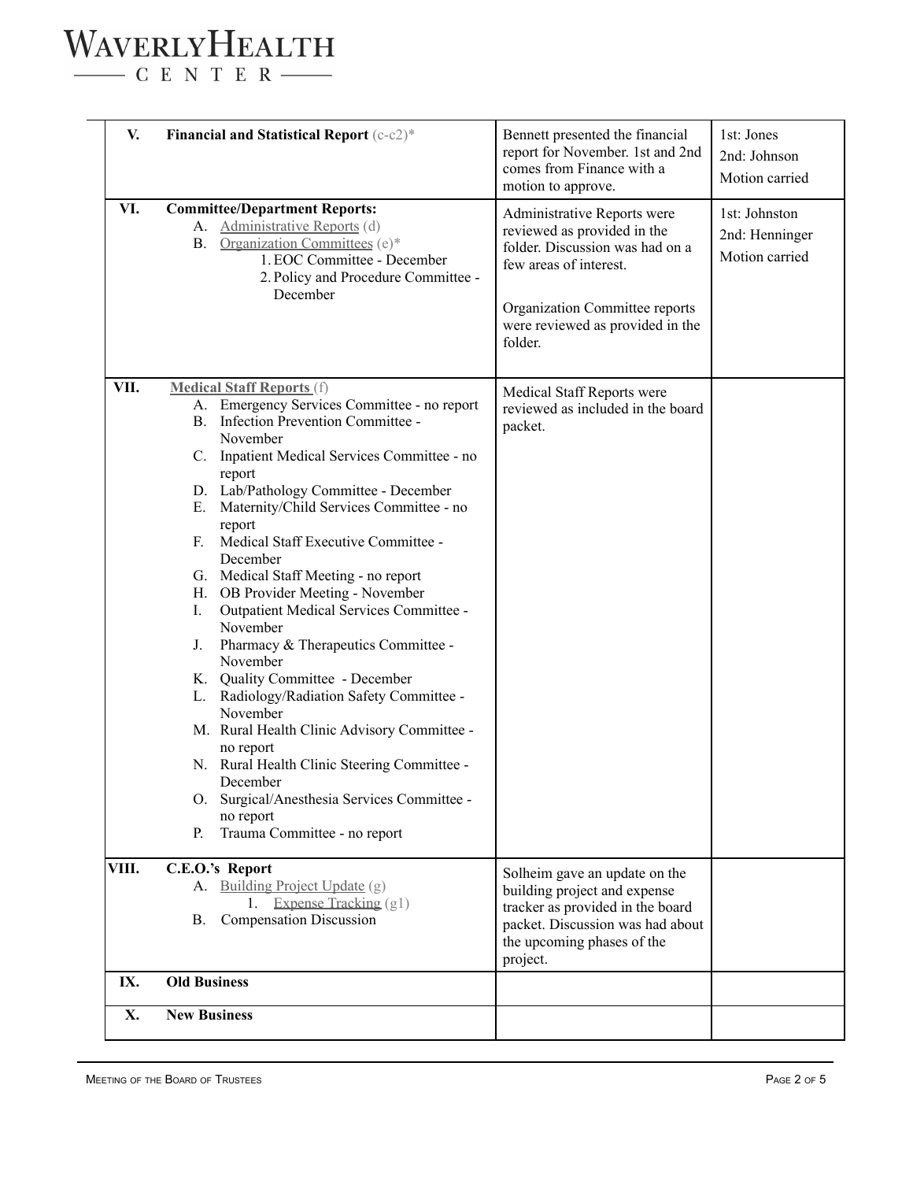# WaverlyHealth Center

| | | | |
|---|---|---|---|
| **V.** | **Financial and Statistical Report** (c-c2)* | Bennett presented the financial report for November. 1st and 2nd comes from Finance with a motion to approve. | 1st: Jones<br>2nd: Johnson<br>Motion carried |
| **VI.** | **Committee/Department Reports:**<br>A. Administrative Reports (d)<br>B. Organization Committees (e)*<br>1. EOC Committee - December<br>2. Policy and Procedure Committee - December | Administrative Reports were reviewed as provided in the folder. Discussion was had on a few areas of interest.<br><br>Organization Committee reports were reviewed as provided in the folder. | 1st: Johnston<br>2nd: Henninger<br>Motion carried |
| **VII.** | **Medical Staff Reports** (f)<br>A. Emergency Services Committee - no report<br>B. Infection Prevention Committee - November<br>C. Inpatient Medical Services Committee - no report<br>D. Lab/Pathology Committee - December<br>E. Maternity/Child Services Committee - no report<br>F. Medical Staff Executive Committee - December<br>G. Medical Staff Meeting - no report<br>H. OB Provider Meeting - November<br>I. Outpatient Medical Services Committee - November<br>J. Pharmacy & Therapeutics Committee - November<br>K. Quality Committee - December<br>L. Radiology/Radiation Safety Committee - November<br>M. Rural Health Clinic Advisory Committee - no report<br>N. Rural Health Clinic Steering Committee - December<br>O. Surgical/Anesthesia Services Committee - no report<br>P. Trauma Committee - no report | Medical Staff Reports were reviewed as included in the board packet. | |
| **VIII.** | **C.E.O.'s Report**<br>A. Building Project Update (g)<br>1. Expense Tracking (g1)<br>B. Compensation Discussion | Solheim gave an update on the building project and expense tracker as provided in the board packet. Discussion was had about the upcoming phases of the project. | |
| **IX.** | **Old Business** | | |
| **X.** | **New Business** | | |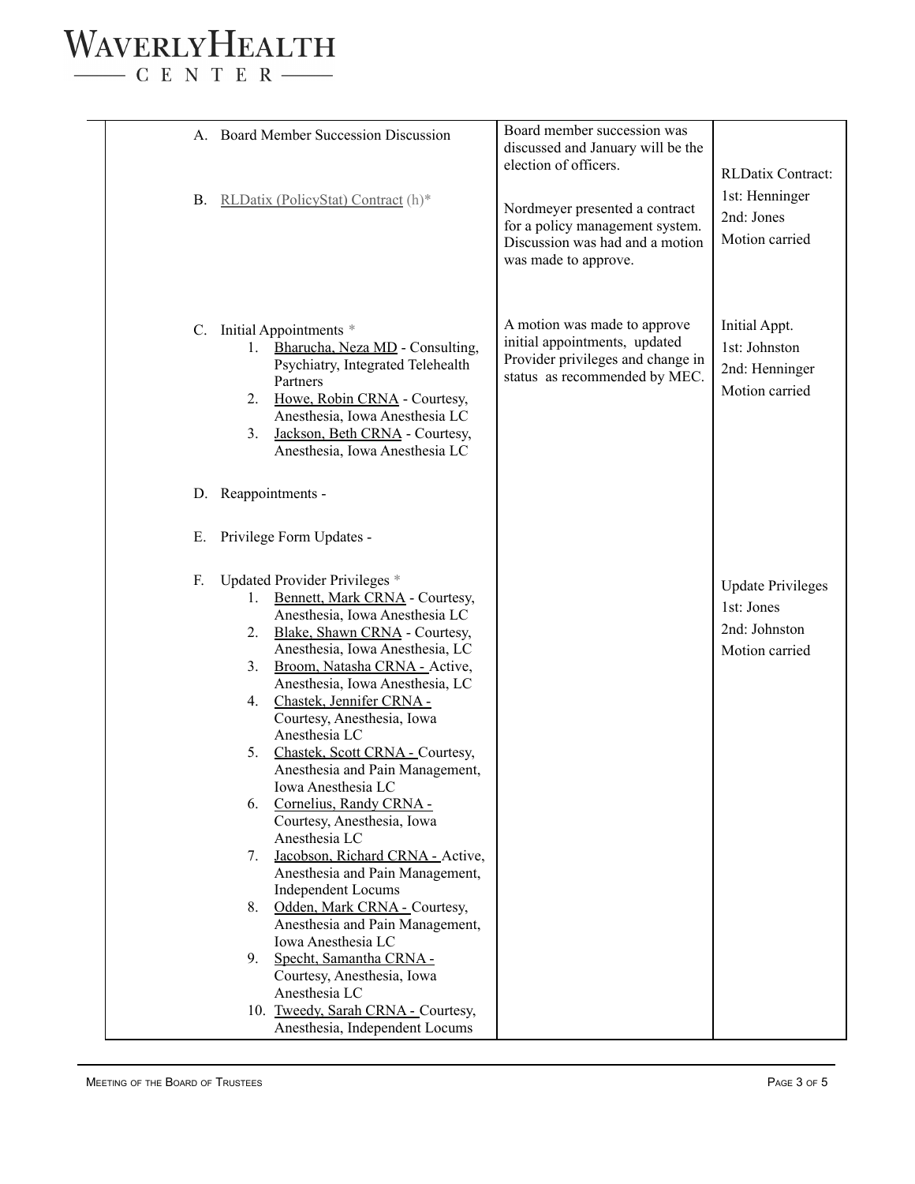| | | |
|---|---|---|
| A. Board Member Succession Discussion | Board member succession was discussed and January will be the election of officers. | |
| B. RLDatix (PolicyStat) Contract (h)* | Nordmeyer presented a contract for a policy management system. Discussion was had and a motion was made to approve. | RLDatix Contract:<br>1st: Henninger<br>2nd: Jones<br>Motion carried |
| C. Initial Appointments *<br>1. Bharucha, Neza MD - Consulting, Psychiatry, Integrated Telehealth Partners<br>2. Howe, Robin CRNA - Courtesy, Anesthesia, Iowa Anesthesia LC<br>3. Jackson, Beth CRNA - Courtesy, Anesthesia, Iowa Anesthesia LC | A motion was made to approve initial appointments, updated Provider privileges and change in status as recommended by MEC. | Initial Appt.<br>1st: Johnston<br>2nd: Henninger<br>Motion carried |
| D. Reappointments - | | |
| E. Privilege Form Updates - | | |
| F. Updated Provider Privileges *<br>1. Bennett, Mark CRNA - Courtesy, Anesthesia, Iowa Anesthesia LC<br>2. Blake, Shawn CRNA - Courtesy, Anesthesia, Iowa Anesthesia, LC<br>3. Broom, Natasha CRNA - Active, Anesthesia, Iowa Anesthesia, LC<br>4. Chastek, Jennifer CRNA - Courtesy, Anesthesia, Iowa Anesthesia LC<br>5. Chastek, Scott CRNA - Courtesy, Anesthesia and Pain Management, Iowa Anesthesia LC<br>6. Cornelius, Randy CRNA - Courtesy, Anesthesia, Iowa Anesthesia LC<br>7. Jacobson, Richard CRNA - Active, Anesthesia and Pain Management, Independent Locums<br>8. Odden, Mark CRNA - Courtesy, Anesthesia and Pain Management, Iowa Anesthesia LC<br>9. Specht, Samantha CRNA - Courtesy, Anesthesia, Iowa Anesthesia LC<br>10. Tweedy, Sarah CRNA - Courtesy, Anesthesia, Independent Locums | | Update Privileges<br>1st: Jones<br>2nd: Johnston<br>Motion carried |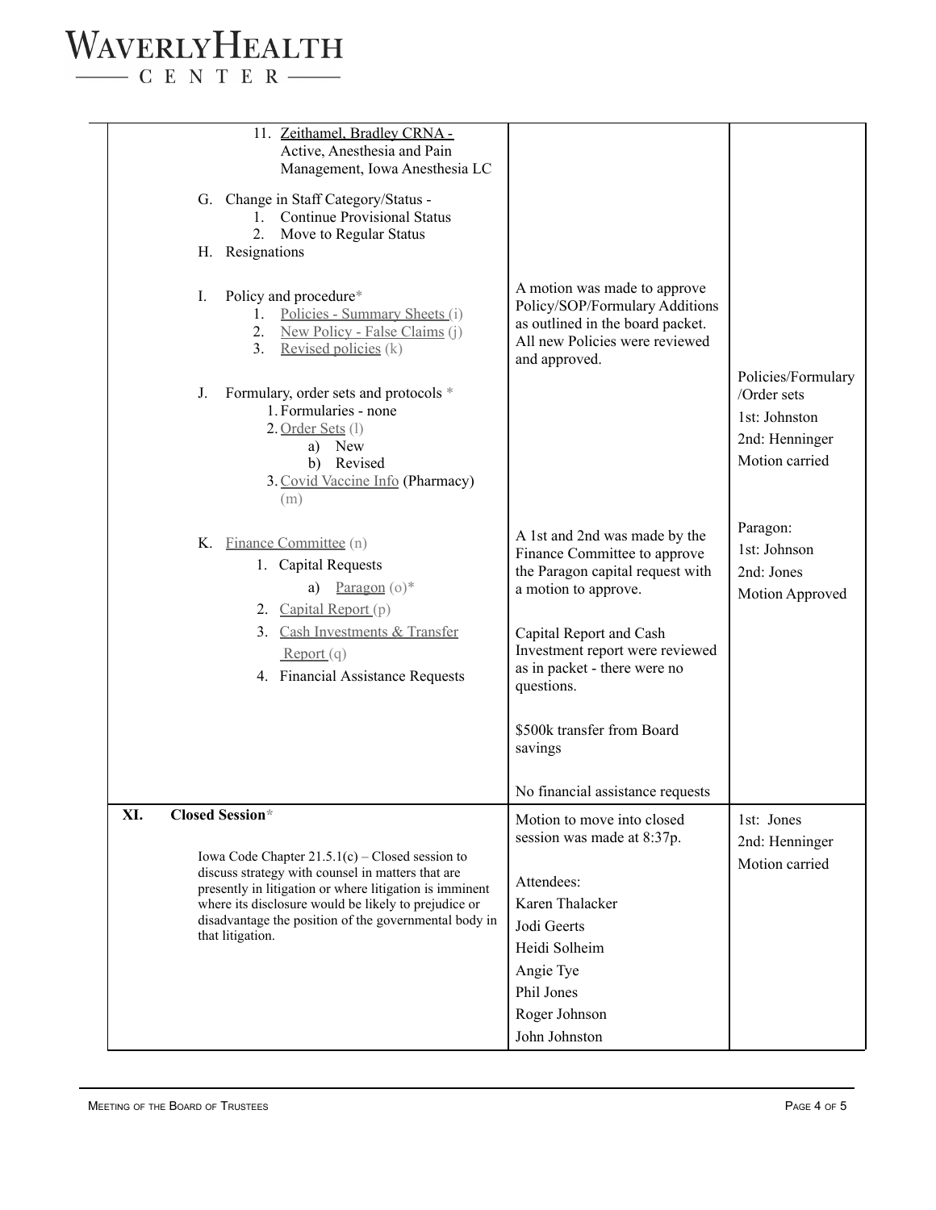| | | |
|---|---|---|
| 11. Zeithamel, Bradley CRNA - Active, Anesthesia and Pain Management, Iowa Anesthesia LC<br><br>G. Change in Staff Category/Status -<br>1. Continue Provisional Status<br>2. Move to Regular Status<br>H. Resignations<br><br>I. Policy and procedure*<br>1. Policies - Summary Sheets (i)<br>2. New Policy - False Claims (j)<br>3. Revised policies (k)<br><br>J. Formulary, order sets and protocols *<br>1. Formularies - none<br>2. Order Sets (l)<br>a) New<br>b) Revised<br>3. Covid Vaccine Info (Pharmacy) (m)<br><br>K. Finance Committee (n)<br>1. Capital Requests<br>a) Paragon (o)*<br>2. Capital Report (p)<br>3. Cash Investments & Transfer Report (q)<br>4. Financial Assistance Requests | A motion was made to approve Policy/SOP/Formulary Additions as outlined in the board packet. All new Policies were reviewed and approved.<br><br>A 1st and 2nd was made by the Finance Committee to approve the Paragon capital request with a motion to approve.<br><br>Capital Report and Cash Investment report were reviewed as in packet - there were no questions.<br><br>$500k transfer from Board savings<br><br>No financial assistance requests | Policies/Formulary /Order sets<br>1st: Johnston<br>2nd: Henninger<br>Motion carried<br><br>Paragon:<br>1st: Johnson<br>2nd: Jones<br>Motion Approved |
| **XI. Closed Session***<br><br>Iowa Code Chapter 21.5.1(c) – Closed session to discuss strategy with counsel in matters that are presently in litigation or where litigation is imminent where its disclosure would be likely to prejudice or disadvantage the position of the governmental body in that litigation. | Motion to move into closed session was made at 8:37p.<br><br>Attendees:<br>Karen Thalacker<br>Jodi Geerts<br>Heidi Solheim<br>Angie Tye<br>Phil Jones<br>Roger Johnson<br>John Johnston | 1st: Jones<br>2nd: Henninger<br>Motion carried |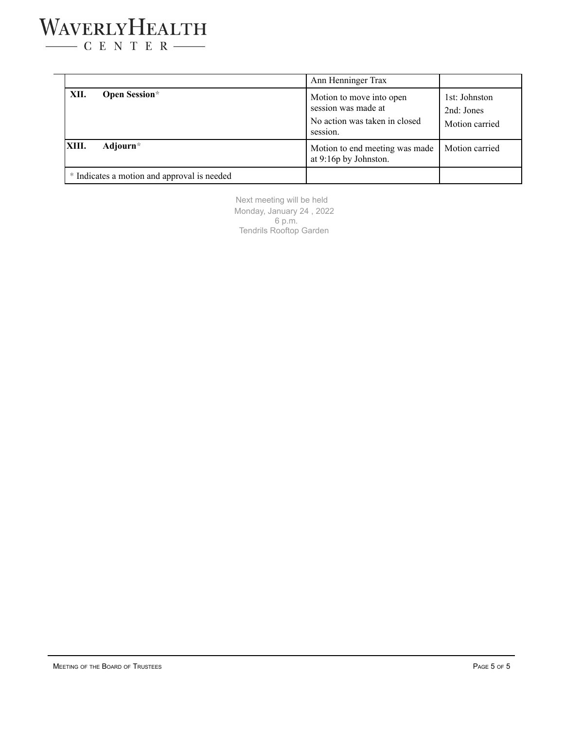| | | |
|---|---|---|
| | Ann Henninger Trax | |
| **XII. Open Session*** | Motion to move into open session was made at<br>No action was taken in closed session. | 1st: Johnston<br>2nd: Jones<br>Motion carried |
| **XIII. Adjourn*** | Motion to end meeting was made at 9:16p by Johnston. | Motion carried |
| * Indicates a motion and approval is needed | | |

Next meeting will be held
Monday, January 24 , 2022
6 p.m.
Tendrils Rooftop Garden